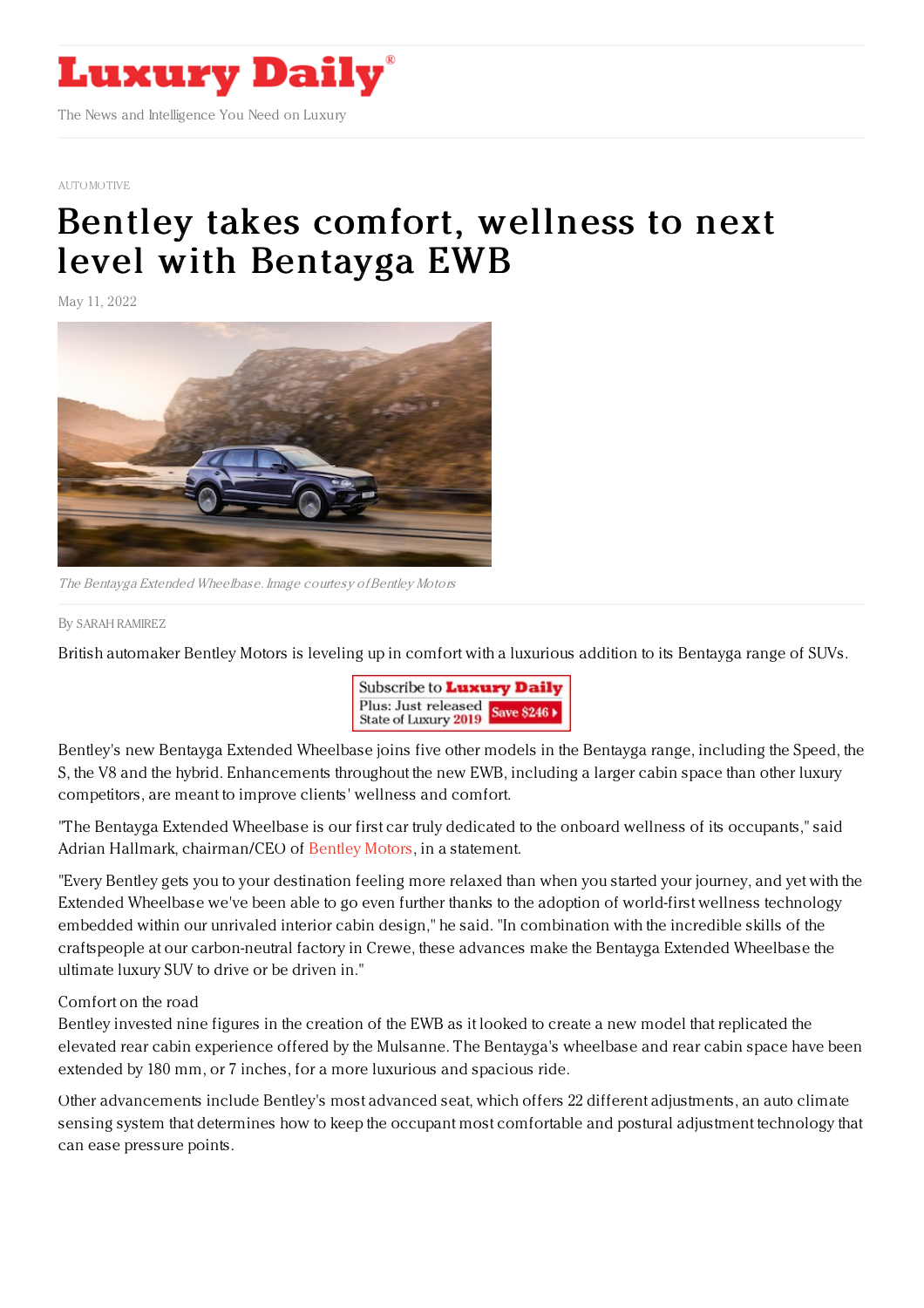# Luxury Daily

The News and Intelligence You Need on Luxury

AUTOMOTIVE

# Bentley takes comfort, wellness to next level with Bentayga EWB

May 11, 2022

*The Bentayga Extended Wheelbase. Image courtesy of Bentley Motors*

By SARAH RAMIREZ

British automaker Bentley Motors is leveling up in comfort with a luxurious addition to its Bentayga range of SUVs.

Bentley's new Bentayga Extended Wheelbase joins five other models in the Bentayga range, including the Speed, the S, the V8 and the hybrid. Enhancements throughout the new EWB, including a larger cabin space than other luxury competitors, are meant to improve clients' wellness and comfort.

"The Bentayga Extended Wheelbase is our first car truly dedicated to the onboard wellness of its occupants," said Adrian Hallmark, chairman/CEO of Bentley Motors, in a statement.

"Every Bentley gets you to your destination feeling more relaxed than when you started your journey, and yet with the Extended Wheelbase we've been able to go even further thanks to the adoption of world-first wellness technology embedded within our unrivaled interior cabin design," he said. "In combination with the incredible skills of the craftspeople at our carbon-neutral factory in Crewe, these advances make the Bentayga Extended Wheelbase the ultimate luxury SUV to drive or be driven in."

Comfort on the road

Bentley invested nine figures in the creation of the EWB as it looked to create a new model that replicated the elevated rear cabin experience offered by the Mulsanne. The Bentayga's wheelbase and rear cabin space have been extended by 180 mm, or 7 inches, for a more luxurious and spacious ride.

Other advancements include Bentley's most advanced seat, which offers 22 different adjustments, an auto climate sensing system that determines how to keep the occupant most comfortable and postural adjustment technology that can ease pressure points.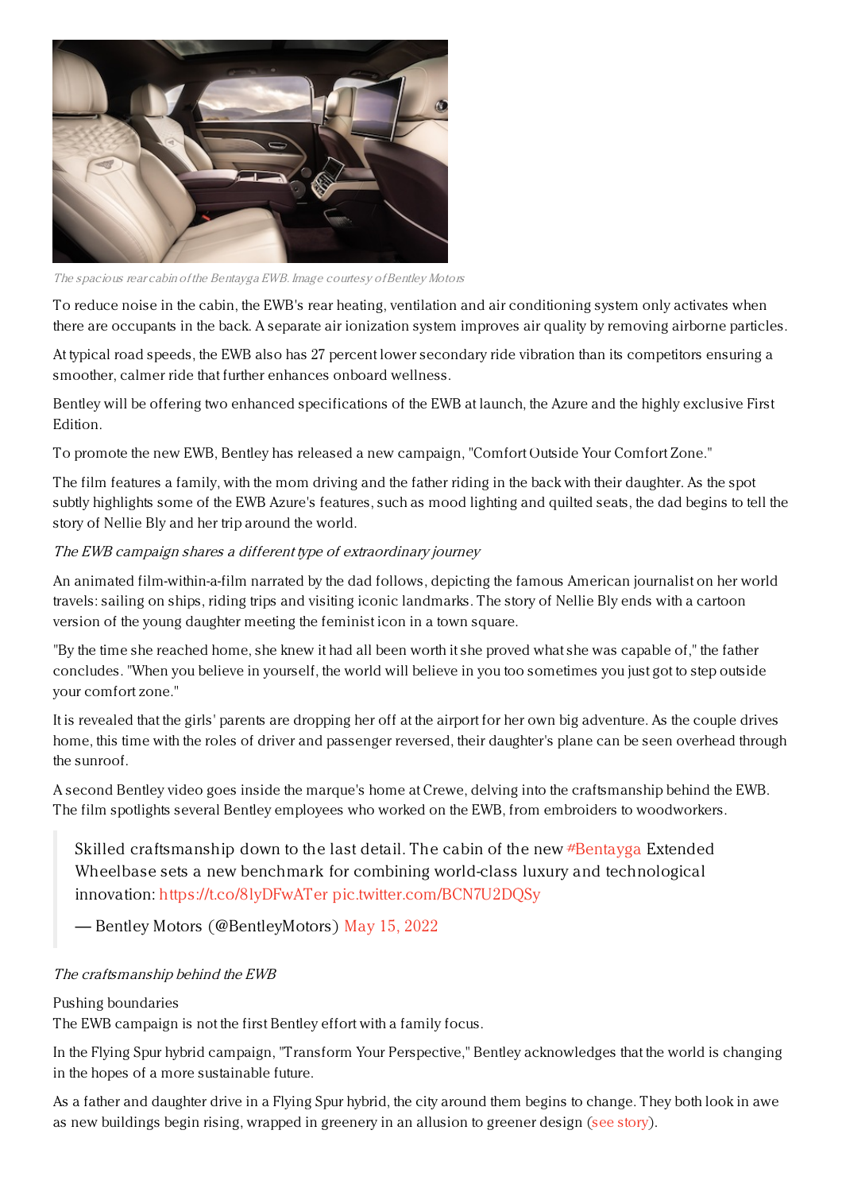*The spacious rear cabin of the Bentayga EWB. Image courtesy of Bentley Motors*

To reduce noise in the cabin, the EWB's rear heating, ventilation and air conditioning system only activates when there are occupants in the back. A separate air ionization system improves air quality by removing airborne particles.

At typical road speeds, the EWB also has 27 percent lower secondary ride vibration than its competitors ensuring a smoother, calmer ride that further enhances onboard wellness.

Bentley will be offering two enhanced specifications of the EWB at launch, the Azure and the highly exclusive First Edition.

To promote the new EWB, Bentley has released a new campaign, "Comfort Outside Your Comfort Zone."

The film features a family, with the mom driving and the father riding in the back with their daughter. As the spot subtly highlights some of the EWB Azure's features, such as mood lighting and quilted seats, the dad begins to tell the story of Nellie Bly and her trip around the world.

*The EWB campaign shares a different type of extraordinary journey*

An animated film-within-a-film narrated by the dad follows, depicting the famous American journalist on her world travels: sailing on ships, riding trips and visiting iconic landmarks. The story of Nellie Bly ends with a cartoon version of the young daughter meeting the feminist icon in a town square.

"By the time she reached home, she knew it had all been worth it she proved what she was capable of," the father concludes. "When you believe in yourself, the world will believe in you too sometimes you just got to step outside your comfort zone."

It is revealed that the girls' parents are dropping her off at the airport for her own big adventure. As the couple drives home, this time with the roles of driver and passenger reversed, their daughter's plane can be seen overhead through the sunroof.

A second Bentley video goes inside the marque's home at Crewe, delving into the craftsmanship behind the EWB. The film spotlights several Bentley employees who worked on the EWB, from embroiders to woodworkers.

> Skilled craftsmanship down to the last detail. The cabin of the new #Bentayga Extended Wheelbase sets a new benchmark for combining world-class luxury and technological innovation: https://t.co/8lyDFwATer pic.twitter.com/BCN7U2DQSy
>
> — Bentley Motors (@BentleyMotors) May 15, 2022

*The craftsmanship behind the EWB*

Pushing boundaries

The EWB campaign is not the first Bentley effort with a family focus.

In the Flying Spur hybrid campaign, "Transform Your Perspective," Bentley acknowledges that the world is changing in the hopes of a more sustainable future.

As a father and daughter drive in a Flying Spur hybrid, the city around them begins to change. They both look in awe as new buildings begin rising, wrapped in greenery in an allusion to greener design (see story).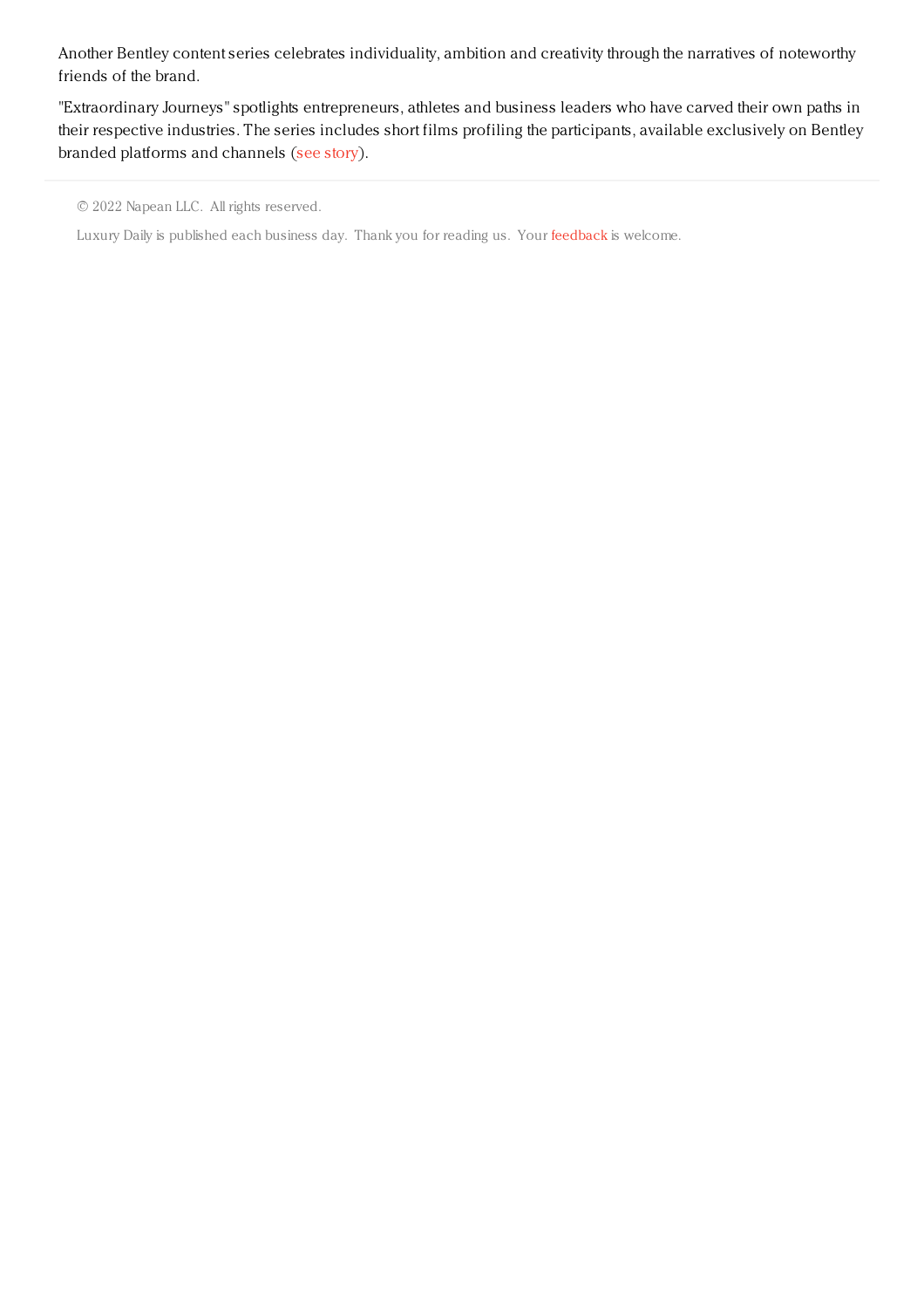Another Bentley content series celebrates individuality, ambition and creativity through the narratives of noteworthy friends of the brand.

"Extraordinary Journeys" spotlights entrepreneurs, athletes and business leaders who have carved their own paths in their respective industries. The series includes short films profiling the participants, available exclusively on Bentley branded platforms and channels (see story).

---

© 2022 Napean LLC. All rights reserved.

Luxury Daily is published each business day. Thank you for reading us. Your feedback is welcome.